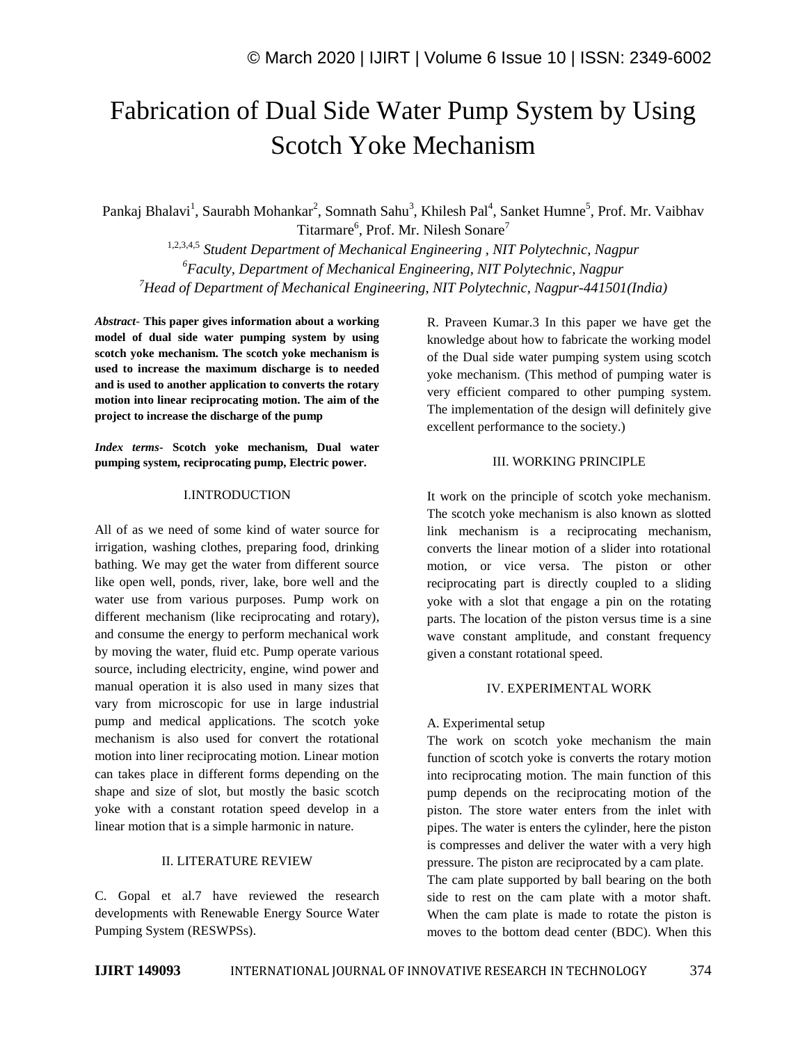# Fabrication of Dual Side Water Pump System by Using Scotch Yoke Mechanism

Pankaj Bhalavi[1], Saurabh Mohankar[2], Somnath Sahu[3], Khilesh Pal[4], Sanket Humne[5], Prof. Mr. Vaibhav Titarmare[6], Prof. Mr. Nilesh Sonare[7]

[1,2,3,4,5] *Student Department of Mechanical Engineering , NIT Polytechnic, Nagpur*
[6] *Faculty, Department of Mechanical Engineering, NIT Polytechnic, Nagpur*
[7] *Head of Department of Mechanical Engineering, NIT Polytechnic, Nagpur-441501(India)*

***Abstract-*** **This paper gives information about a working model of dual side water pumping system by using scotch yoke mechanism. The scotch yoke mechanism is used to increase the maximum discharge is to needed and is used to another application to converts the rotary motion into linear reciprocating motion. The aim of the project to increase the discharge of the pump**

***Index terms-*** **Scotch yoke mechanism, Dual water pumping system, reciprocating pump, Electric power.**

## I.INTRODUCTION

All of as we need of some kind of water source for irrigation, washing clothes, preparing food, drinking bathing. We may get the water from different source like open well, ponds, river, lake, bore well and the water use from various purposes. Pump work on different mechanism (like reciprocating and rotary), and consume the energy to perform mechanical work by moving the water, fluid etc. Pump operate various source, including electricity, engine, wind power and manual operation it is also used in many sizes that vary from microscopic for use in large industrial pump and medical applications. The scotch yoke mechanism is also used for convert the rotational motion into liner reciprocating motion. Linear motion can takes place in different forms depending on the shape and size of slot, but mostly the basic scotch yoke with a constant rotation speed develop in a linear motion that is a simple harmonic in nature.

## II. LITERATURE REVIEW

C. Gopal et al.7 have reviewed the research developments with Renewable Energy Source Water Pumping System (RESWPSs).

R. Praveen Kumar.3 In this paper we have get the knowledge about how to fabricate the working model of the Dual side water pumping system using scotch yoke mechanism. (This method of pumping water is very efficient compared to other pumping system. The implementation of the design will definitely give excellent performance to the society.)

## III. WORKING PRINCIPLE

It work on the principle of scotch yoke mechanism. The scotch yoke mechanism is also known as slotted link mechanism is a reciprocating mechanism, converts the linear motion of a slider into rotational motion, or vice versa. The piston or other reciprocating part is directly coupled to a sliding yoke with a slot that engage a pin on the rotating parts. The location of the piston versus time is a sine wave constant amplitude, and constant frequency given a constant rotational speed.

## IV. EXPERIMENTAL WORK

A. Experimental setup

The work on scotch yoke mechanism the main function of scotch yoke is converts the rotary motion into reciprocating motion. The main function of this pump depends on the reciprocating motion of the piston. The store water enters from the inlet with pipes. The water is enters the cylinder, here the piston is compresses and deliver the water with a very high pressure. The piston are reciprocated by a cam plate.

The cam plate supported by ball bearing on the both side to rest on the cam plate with a motor shaft. When the cam plate is made to rotate the piston is moves to the bottom dead center (BDC). When this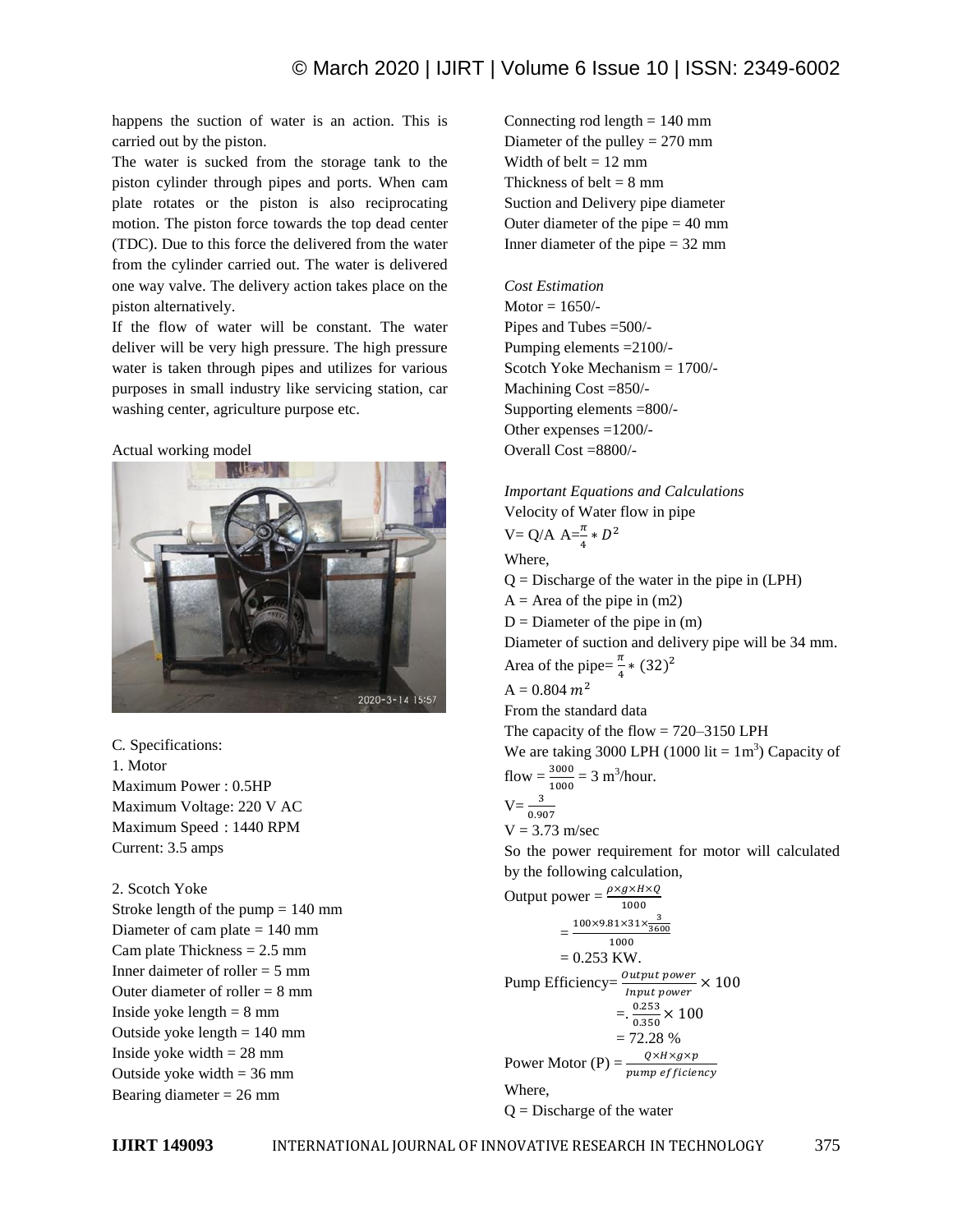happens the suction of water is an action. This is carried out by the piston.

The water is sucked from the storage tank to the piston cylinder through pipes and ports. When cam plate rotates or the piston is also reciprocating motion. The piston force towards the top dead center (TDC). Due to this force the delivered from the water from the cylinder carried out. The water is delivered one way valve. The delivery action takes place on the piston alternatively.

If the flow of water will be constant. The water deliver will be very high pressure. The high pressure water is taken through pipes and utilizes for various purposes in small industry like servicing station, car washing center, agriculture purpose etc.

Actual working model

C. Specifications:

1. Motor

Maximum Power : 0.5HP
Maximum Voltage: 220 V AC
Maximum Speed : 1440 RPM
Current: 3.5 amps

2. Scotch Yoke

Stroke length of the pump = 140 mm
Diameter of cam plate = 140 mm
Cam plate Thickness = 2.5 mm
Inner daimeter of roller = 5 mm
Outer diameter of roller = 8 mm
Inside yoke length = 8 mm
Outside yoke length = 140 mm
Inside yoke width = 28 mm
Outside yoke width = 36 mm
Bearing diameter = 26 mm
Connecting rod length = 140 mm
Diameter of the pulley = 270 mm
Width of belt = 12 mm
Thickness of belt = 8 mm
Suction and Delivery pipe diameter
Outer diameter of the pipe = 40 mm
Inner diameter of the pipe = 32 mm

*Cost Estimation*

Motor = 1650/-
Pipes and Tubes =500/-
Pumping elements =2100/-
Scotch Yoke Mechanism = 1700/-
Machining Cost =850/-
Supporting elements =800/-
Other expenses =1200/-
Overall Cost =8800/-

*Important Equations and Calculations*

Velocity of Water flow in pipe

V= Q/A $A=\frac{\pi}{4} * D^2$

Where,

Q = Discharge of the water in the pipe in (LPH)
A = Area of the pipe in (m2)
D = Diameter of the pipe in (m)

Diameter of suction and delivery pipe will be 34 mm.

Area of the pipe= $\frac{\pi}{4} * (32)^2$

$A = 0.804\ m^2$

From the standard data

The capacity of the flow = 720–3150 LPH

We are taking 3000 LPH (1000 lit = $1m^3$) Capacity of flow = $\frac{3000}{1000}$ = 3 $m^3$/hour.

$V = \frac{3}{0.907}$

V = 3.73 m/sec

So the power requirement for motor will calculated by the following calculation,

$$\text{Output power} = \frac{\rho \times g \times H \times Q}{1000}$$

$$= \frac{100 \times 9.81 \times 31 \times \frac{3}{3600}}{1000}$$

$$= 0.253 \text{ KW.}$$

$$\text{Pump Efficiency} = \frac{Output\ power}{Input\ power} \times 100$$

$$=.\ \frac{0.253}{0.350} \times 100$$

$$= 72.28\ \%$$

$$\text{Power Motor (P)} = \frac{Q \times H \times g \times p}{pump\ efficiency}$$

Where,

Q = Discharge of the water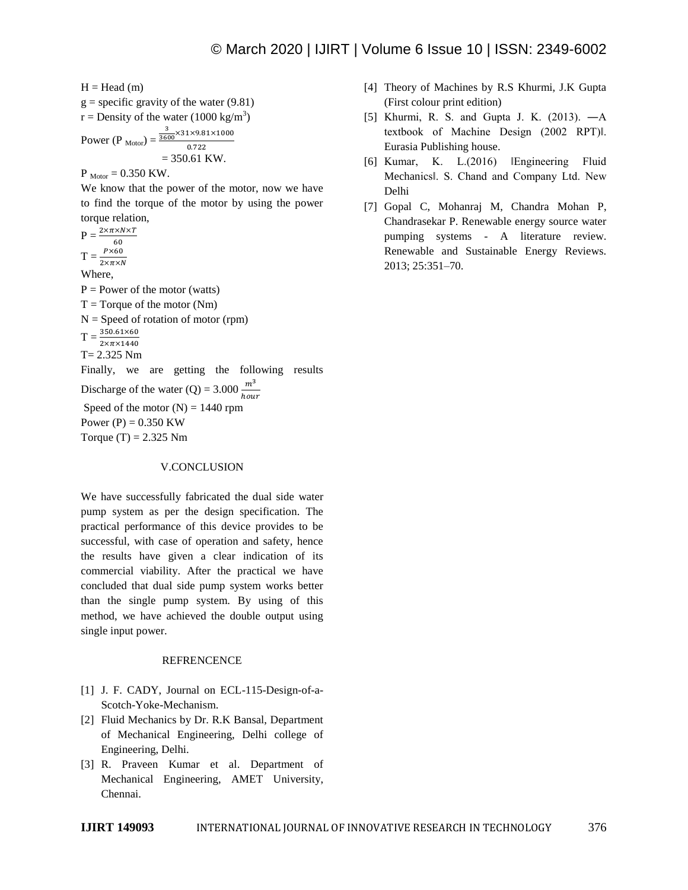H = Head (m)

g = specific gravity of the water (9.81)

r = Density of the water (1000 kg/$m^3$)

$$\text{Power } (P_{\text{Motor}}) = \frac{\frac{3}{3600} \times 31 \times 9.81 \times 1000}{0.722}$$

$$= 350.61 \text{ KW.}$$

$P_{\text{Motor}} = 0.350$ KW.

We know that the power of the motor, now we have to find the torque of the motor by using the power torque relation,

$$P = \frac{2 \times \pi \times N \times T}{60}$$

$$T = \frac{P \times 60}{2 \times \pi \times N}$$

Where,

P = Power of the motor (watts)

T = Torque of the motor (Nm)

N = Speed of rotation of motor (rpm)

$$T = \frac{350.61 \times 60}{2 \times \pi \times 1440}$$

T= 2.325 Nm

Finally, we are getting the following results

Discharge of the water (Q) = 3.000 $\frac{m^3}{hour}$

Speed of the motor (N) = 1440 rpm

Power (P) = 0.350 KW

Torque (T) = 2.325 Nm

## V.CONCLUSION

We have successfully fabricated the dual side water pump system as per the design specification. The practical performance of this device provides to be successful, with case of operation and safety, hence the results have given a clear indication of its commercial viability. After the practical we have concluded that dual side pump system works better than the single pump system. By using of this method, we have achieved the double output using single input power.

## REFRENCENCE

[1] J. F. CADY, Journal on ECL-115-Design-of-a-Scotch-Yoke-Mechanism.

[2] Fluid Mechanics by Dr. R.K Bansal, Department of Mechanical Engineering, Delhi college of Engineering, Delhi.

[3] R. Praveen Kumar et al. Department of Mechanical Engineering, AMET University, Chennai.

[4] Theory of Machines by R.S Khurmi, J.K Gupta (First colour print edition)

[5] Khurmi, R. S. and Gupta J. K. (2013). ―A textbook of Machine Design (2002 RPT)‖. Eurasia Publishing house.

[6] Kumar, K. L.(2016) ‖Engineering Fluid Mechanics‖. S. Chand and Company Ltd. New Delhi

[7] Gopal C, Mohanraj M, Chandra Mohan P, Chandrasekar P. Renewable energy source water pumping systems - A literature review. Renewable and Sustainable Energy Reviews. 2013; 25:351–70.